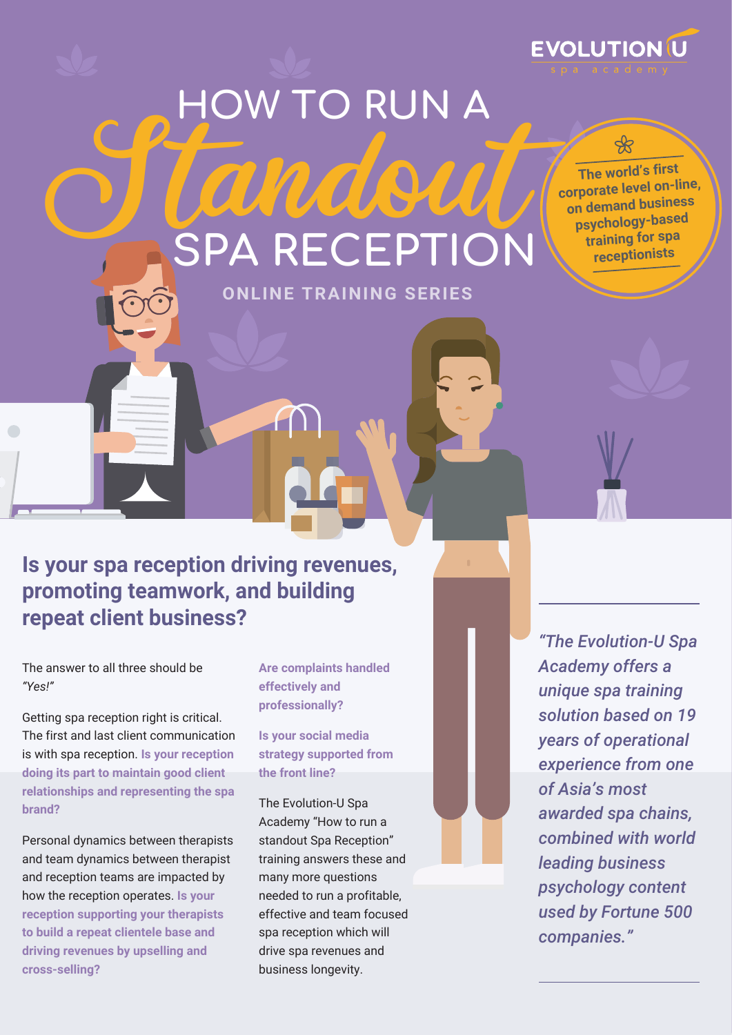EVOLUTION U
spa academy

# HOW TO RUN A *Standout* SPA RECEPTION

**ONLINE TRAINING SERIES**

**The world's first corporate level on-line, on demand business psychology-based training for spa receptionists**

## Is your spa reception driving revenues, promoting teamwork, and building repeat client business?

The answer to all three should be *"Yes!"*

Getting spa reception right is critical. The first and last client communication is with spa reception. **Is your reception doing its part to maintain good client relationships and representing the spa brand?**

Personal dynamics between therapists and team dynamics between therapist and reception teams are impacted by how the reception operates. **Is your reception supporting your therapists to build a repeat clientele base and driving revenues by upselling and cross-selling?**

**Are complaints handled effectively and professionally?**

**Is your social media strategy supported from the front line?**

The Evolution-U Spa Academy "How to run a standout Spa Reception" training answers these and many more questions needed to run a profitable, effective and team focused spa reception which will drive spa revenues and business longevity.

*"The Evolution-U Spa Academy offers a unique spa training solution based on 19 years of operational experience from one of Asia's most awarded spa chains, combined with world leading business psychology content used by Fortune 500 companies."*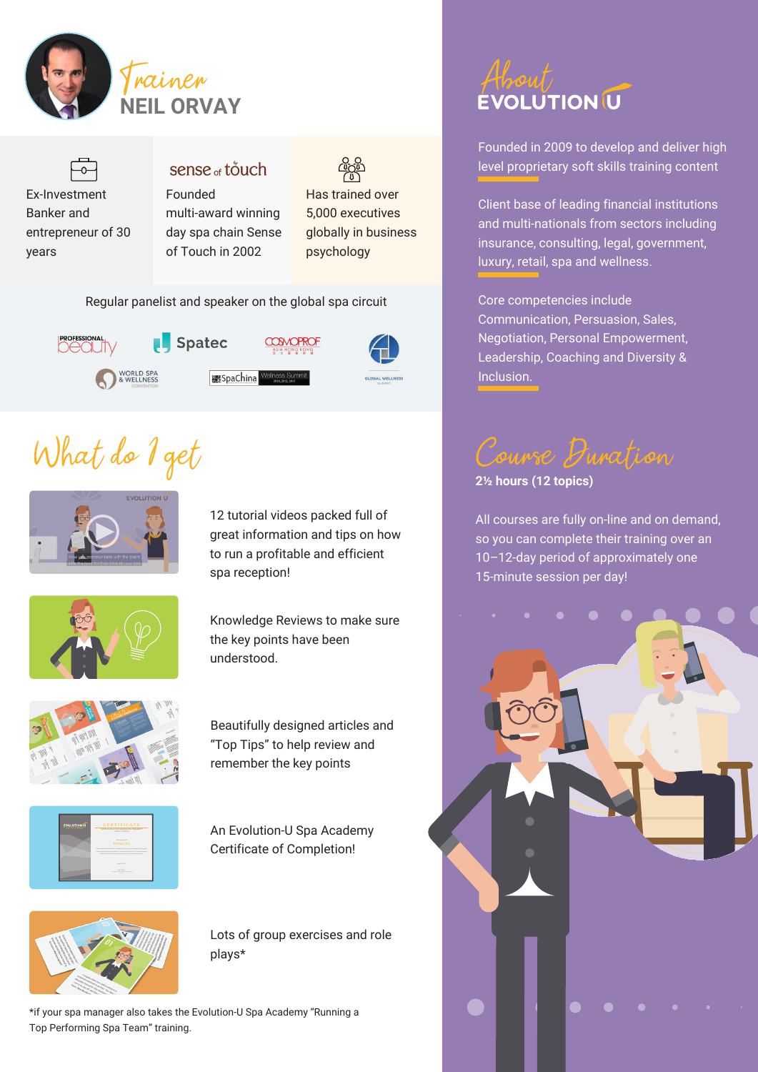## Trainer NEIL ORVAY

Ex-Investment Banker and entrepreneur of 30 years

sense of touch

Founded multi-award winning day spa chain Sense of Touch in 2002

Has trained over 5,000 executives globally in business psychology

Regular panelist and speaker on the global spa circuit

## What do I get

12 tutorial videos packed full of great information and tips on how to run a profitable and efficient spa reception!

Knowledge Reviews to make sure the key points have been understood.

Beautifully designed articles and "Top Tips" to help review and remember the key points

An Evolution-U Spa Academy Certificate of Completion!

Lots of group exercises and role plays*

*if your spa manager also takes the Evolution-U Spa Academy "Running a Top Performing Spa Team" training.

## About EVOLUTION U

Founded in 2009 to develop and deliver high level proprietary soft skills training content

Client base of leading financial institutions and multi-nationals from sectors including insurance, consulting, legal, government, luxury, retail, spa and wellness.

Core competencies include Communication, Persuasion, Sales, Negotiation, Personal Empowerment, Leadership, Coaching and Diversity & Inclusion.

## Course Duration

**2½ hours (12 topics)**

All courses are fully on-line and on demand, so you can complete their training over an 10–12-day period of approximately one 15-minute session per day!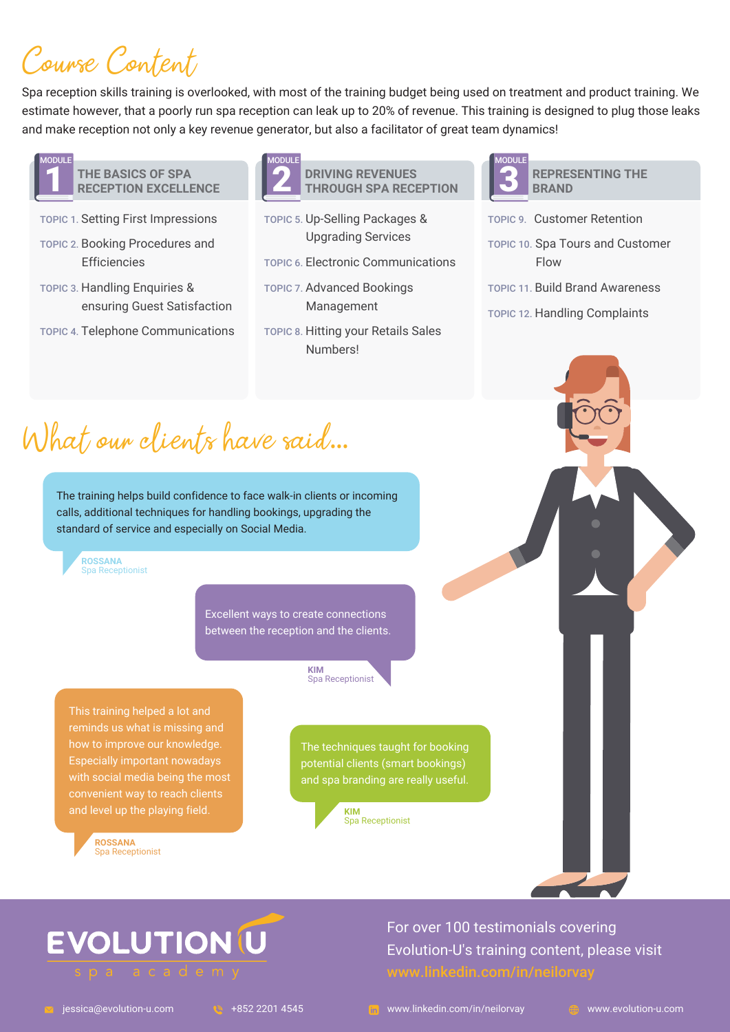# Course Content

Spa reception skills training is overlooked, with most of the training budget being used on treatment and product training. We estimate however, that a poorly run spa reception can leak up to 20% of revenue. This training is designed to plug those leaks and make reception not only a key revenue generator, but also a facilitator of great team dynamics!

## MODULE 1 — THE BASICS OF SPA RECEPTION EXCELLENCE

- TOPIC 1. Setting First Impressions
- TOPIC 2. Booking Procedures and Efficiencies
- TOPIC 3. Handling Enquiries & ensuring Guest Satisfaction
- TOPIC 4. Telephone Communications

## MODULE 2 — DRIVING REVENUES THROUGH SPA RECEPTION

- TOPIC 5. Up-Selling Packages & Upgrading Services
- TOPIC 6. Electronic Communications
- TOPIC 7. Advanced Bookings Management
- TOPIC 8. Hitting your Retails Sales Numbers!

## MODULE 3 — REPRESENTING THE BRAND

- TOPIC 9. Customer Retention
- TOPIC 10. Spa Tours and Customer Flow
- TOPIC 11. Build Brand Awareness
- TOPIC 12. Handling Complaints

# What our clients have said...

The training helps build confidence to face walk-in clients or incoming calls, additional techniques for handling bookings, upgrading the standard of service and especially on Social Media.

**ROSSANA**
Spa Receptionist

Excellent ways to create connections between the reception and the clients.

**KIM**
Spa Receptionist

This training helped a lot and reminds us what is missing and how to improve our knowledge. Especially important nowadays with social media being the most convenient way to reach clients and level up the playing field.

**ROSSANA**
Spa Receptionist

The techniques taught for booking potential clients (smart bookings) and spa branding are really useful.

**KIM**
Spa Receptionist

EVOLUTION U
spa academy

For over 100 testimonials covering Evolution-U's training content, please visit **www.linkedin.com/in/neilorvay**

jessica@evolution-u.com | +852 2201 4545 | www.linkedin.com/in/neilorvay | www.evolution-u.com